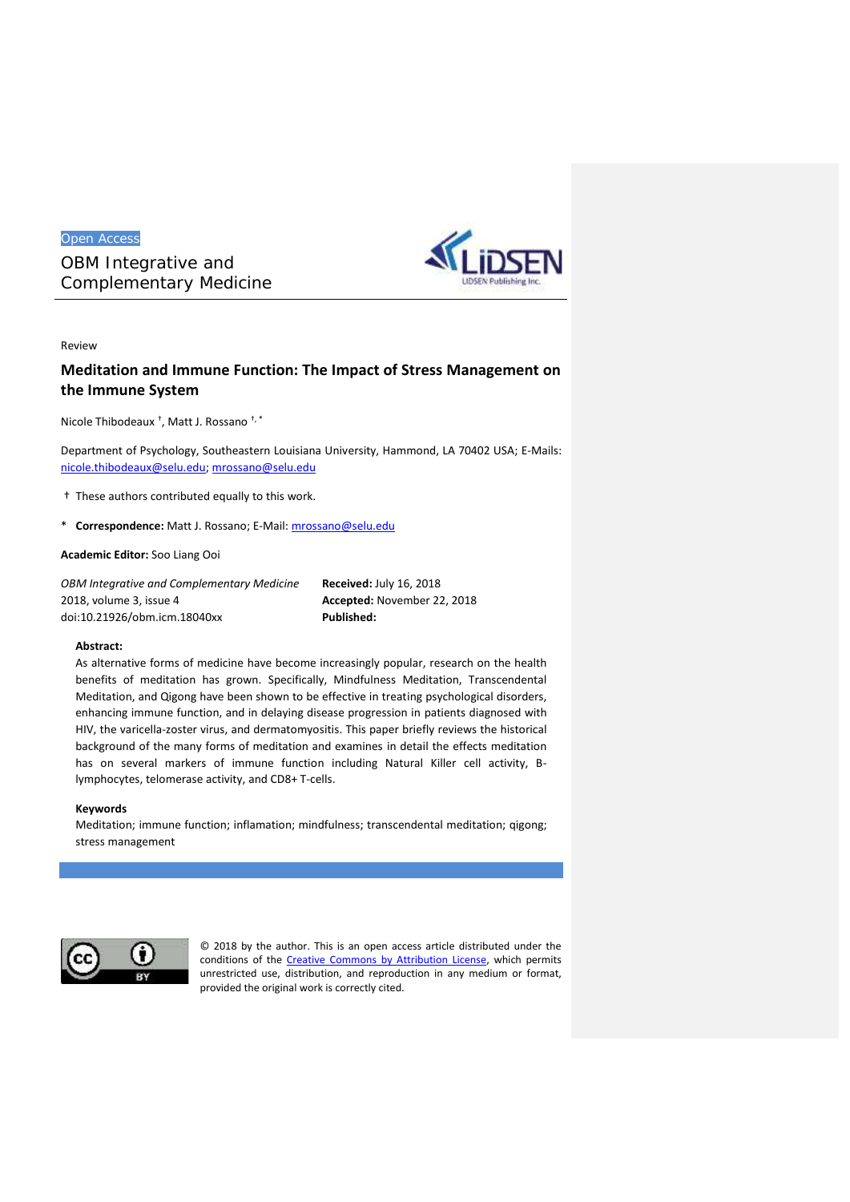Open Access

OBM Integrative and Complementary Medicine

Review

# Meditation and Immune Function: The Impact of Stress Management on the Immune System

Nicole Thibodeaux [†], Matt J. Rossano [†, *]

Department of Psychology, Southeastern Louisiana University, Hammond, LA 70402 USA; E-Mails: nicole.thibodeaux@selu.edu; mrossano@selu.edu

† These authors contributed equally to this work.

* **Correspondence:** Matt J. Rossano; E-Mail: mrossano@selu.edu

**Academic Editor:** Soo Liang Ooi

*OBM Integrative and Complementary Medicine*
2018, volume 3, issue 4
doi:10.21926/obm.icm.18040xx

**Received:** July 16, 2018
**Accepted:** November 22, 2018
**Published:**

**Abstract:**
As alternative forms of medicine have become increasingly popular, research on the health benefits of meditation has grown. Specifically, Mindfulness Meditation, Transcendental Meditation, and Qigong have been shown to be effective in treating psychological disorders, enhancing immune function, and in delaying disease progression in patients diagnosed with HIV, the varicella-zoster virus, and dermatomyositis. This paper briefly reviews the historical background of the many forms of meditation and examines in detail the effects meditation has on several markers of immune function including Natural Killer cell activity, B-lymphocytes, telomerase activity, and CD8+ T-cells.

**Keywords**
Meditation; immune function; inflamation; mindfulness; transcendental meditation; qigong; stress management

© 2018 by the author. This is an open access article distributed under the conditions of the Creative Commons by Attribution License, which permits unrestricted use, distribution, and reproduction in any medium or format, provided the original work is correctly cited.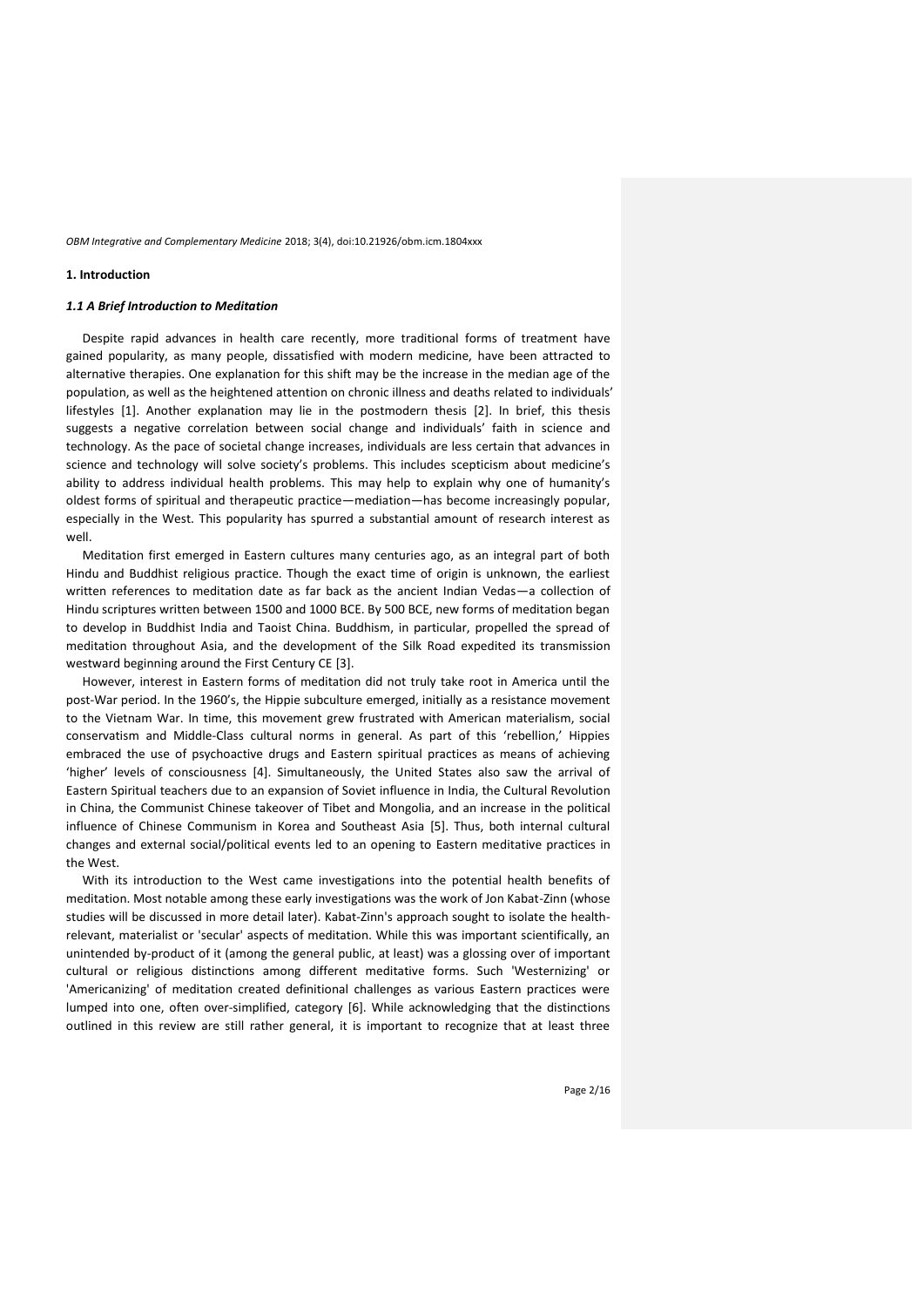## 1. Introduction

### *1.1 A Brief Introduction to Meditation*

Despite rapid advances in health care recently, more traditional forms of treatment have gained popularity, as many people, dissatisfied with modern medicine, have been attracted to alternative therapies. One explanation for this shift may be the increase in the median age of the population, as well as the heightened attention on chronic illness and deaths related to individuals' lifestyles [1]. Another explanation may lie in the postmodern thesis [2]. In brief, this thesis suggests a negative correlation between social change and individuals' faith in science and technology. As the pace of societal change increases, individuals are less certain that advances in science and technology will solve society's problems. This includes scepticism about medicine's ability to address individual health problems. This may help to explain why one of humanity's oldest forms of spiritual and therapeutic practice—mediation—has become increasingly popular, especially in the West. This popularity has spurred a substantial amount of research interest as well.

Meditation first emerged in Eastern cultures many centuries ago, as an integral part of both Hindu and Buddhist religious practice. Though the exact time of origin is unknown, the earliest written references to meditation date as far back as the ancient Indian Vedas—a collection of Hindu scriptures written between 1500 and 1000 BCE. By 500 BCE, new forms of meditation began to develop in Buddhist India and Taoist China. Buddhism, in particular, propelled the spread of meditation throughout Asia, and the development of the Silk Road expedited its transmission westward beginning around the First Century CE [3].

However, interest in Eastern forms of meditation did not truly take root in America until the post-War period. In the 1960's, the Hippie subculture emerged, initially as a resistance movement to the Vietnam War. In time, this movement grew frustrated with American materialism, social conservatism and Middle-Class cultural norms in general. As part of this 'rebellion,' Hippies embraced the use of psychoactive drugs and Eastern spiritual practices as means of achieving 'higher' levels of consciousness [4]. Simultaneously, the United States also saw the arrival of Eastern Spiritual teachers due to an expansion of Soviet influence in India, the Cultural Revolution in China, the Communist Chinese takeover of Tibet and Mongolia, and an increase in the political influence of Chinese Communism in Korea and Southeast Asia [5]. Thus, both internal cultural changes and external social/political events led to an opening to Eastern meditative practices in the West.

With its introduction to the West came investigations into the potential health benefits of meditation. Most notable among these early investigations was the work of Jon Kabat-Zinn (whose studies will be discussed in more detail later). Kabat-Zinn's approach sought to isolate the health-relevant, materialist or 'secular' aspects of meditation. While this was important scientifically, an unintended by-product of it (among the general public, at least) was a glossing over of important cultural or religious distinctions among different meditative forms. Such 'Westernizing' or 'Americanizing' of meditation created definitional challenges as various Eastern practices were lumped into one, often over-simplified, category [6]. While acknowledging that the distinctions outlined in this review are still rather general, it is important to recognize that at least three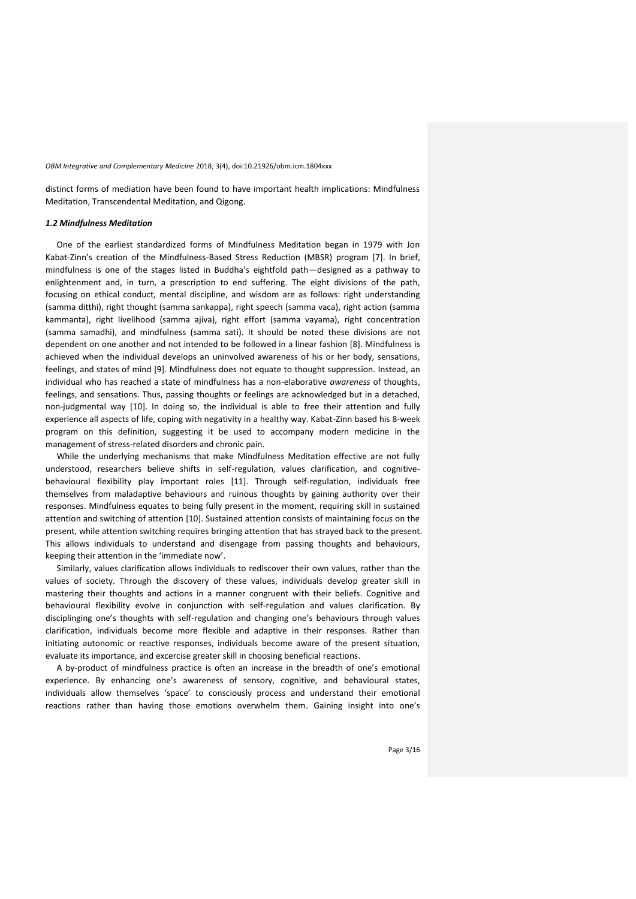distinct forms of mediation have been found to have important health implications: Mindfulness Meditation, Transcendental Meditation, and Qigong.

### *1.2 Mindfulness Meditation*

One of the earliest standardized forms of Mindfulness Meditation began in 1979 with Jon Kabat-Zinn's creation of the Mindfulness-Based Stress Reduction (MBSR) program [7]. In brief, mindfulness is one of the stages listed in Buddha's eightfold path—designed as a pathway to enlightenment and, in turn, a prescription to end suffering. The eight divisions of the path, focusing on ethical conduct, mental discipline, and wisdom are as follows: right understanding (samma ditthi), right thought (samma sankappa), right speech (samma vaca), right action (samma kammanta), right livelihood (samma ajiva), right effort (samma vayama), right concentration (samma samadhi), and mindfulness (samma sati). It should be noted these divisions are not dependent on one another and not intended to be followed in a linear fashion [8]. Mindfulness is achieved when the individual develops an uninvolved awareness of his or her body, sensations, feelings, and states of mind [9]. Mindfulness does not equate to thought suppression. Instead, an individual who has reached a state of mindfulness has a non-elaborative *awareness* of thoughts, feelings, and sensations. Thus, passing thoughts or feelings are acknowledged but in a detached, non-judgmental way [10]. In doing so, the individual is able to free their attention and fully experience all aspects of life, coping with negativity in a healthy way. Kabat-Zinn based his 8-week program on this definition, suggesting it be used to accompany modern medicine in the management of stress-related disorders and chronic pain.

While the underlying mechanisms that make Mindfulness Meditation effective are not fully understood, researchers believe shifts in self-regulation, values clarification, and cognitive-behavioural flexibility play important roles [11]. Through self-regulation, individuals free themselves from maladaptive behaviours and ruinous thoughts by gaining authority over their responses. Mindfulness equates to being fully present in the moment, requiring skill in sustained attention and switching of attention [10]. Sustained attention consists of maintaining focus on the present, while attention switching requires bringing attention that has strayed back to the present. This allows individuals to understand and disengage from passing thoughts and behaviours, keeping their attention in the 'immediate now'.

Similarly, values clarification allows individuals to rediscover their own values, rather than the values of society. Through the discovery of these values, individuals develop greater skill in mastering their thoughts and actions in a manner congruent with their beliefs. Cognitive and behavioural flexibility evolve in conjunction with self-regulation and values clarification. By disciplinging one's thoughts with self-regulation and changing one's behaviours through values clarification, individuals become more flexible and adaptive in their responses. Rather than initiating autonomic or reactive responses, individuals become aware of the present situation, evaluate its importance, and excercise greater skill in choosing beneficial reactions.

A by-product of mindfulness practice is often an increase in the breadth of one's emotional experience. By enhancing one's awareness of sensory, cognitive, and behavioural states, individuals allow themselves 'space' to consciously process and understand their emotional reactions rather than having those emotions overwhelm them. Gaining insight into one's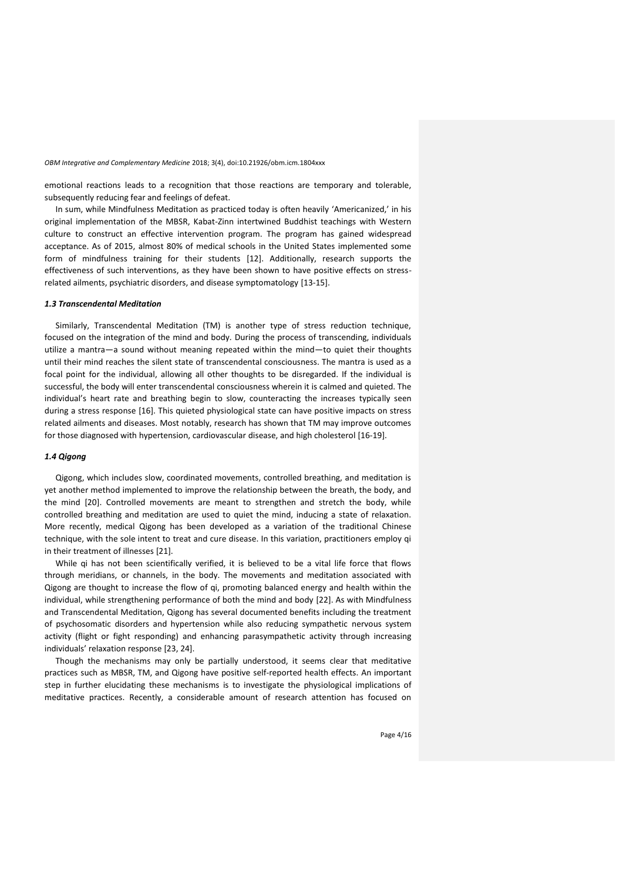emotional reactions leads to a recognition that those reactions are temporary and tolerable, subsequently reducing fear and feelings of defeat.

In sum, while Mindfulness Meditation as practiced today is often heavily 'Americanized,' in his original implementation of the MBSR, Kabat-Zinn intertwined Buddhist teachings with Western culture to construct an effective intervention program. The program has gained widespread acceptance. As of 2015, almost 80% of medical schools in the United States implemented some form of mindfulness training for their students [12]. Additionally, research supports the effectiveness of such interventions, as they have been shown to have positive effects on stress-related ailments, psychiatric disorders, and disease symptomatology [13-15].

### *1.3 Transcendental Meditation*

Similarly, Transcendental Meditation (TM) is another type of stress reduction technique, focused on the integration of the mind and body. During the process of transcending, individuals utilize a mantra—a sound without meaning repeated within the mind—to quiet their thoughts until their mind reaches the silent state of transcendental consciousness. The mantra is used as a focal point for the individual, allowing all other thoughts to be disregarded. If the individual is successful, the body will enter transcendental consciousness wherein it is calmed and quieted. The individual's heart rate and breathing begin to slow, counteracting the increases typically seen during a stress response [16]. This quieted physiological state can have positive impacts on stress related ailments and diseases. Most notably, research has shown that TM may improve outcomes for those diagnosed with hypertension, cardiovascular disease, and high cholesterol [16-19].

### *1.4 Qigong*

Qigong, which includes slow, coordinated movements, controlled breathing, and meditation is yet another method implemented to improve the relationship between the breath, the body, and the mind [20]. Controlled movements are meant to strengthen and stretch the body, while controlled breathing and meditation are used to quiet the mind, inducing a state of relaxation. More recently, medical Qigong has been developed as a variation of the traditional Chinese technique, with the sole intent to treat and cure disease. In this variation, practitioners employ qi in their treatment of illnesses [21].

While qi has not been scientifically verified, it is believed to be a vital life force that flows through meridians, or channels, in the body. The movements and meditation associated with Qigong are thought to increase the flow of qi, promoting balanced energy and health within the individual, while strengthening performance of both the mind and body [22]. As with Mindfulness and Transcendental Meditation, Qigong has several documented benefits including the treatment of psychosomatic disorders and hypertension while also reducing sympathetic nervous system activity (flight or fight responding) and enhancing parasympathetic activity through increasing individuals' relaxation response [23, 24].

Though the mechanisms may only be partially understood, it seems clear that meditative practices such as MBSR, TM, and Qigong have positive self-reported health effects. An important step in further elucidating these mechanisms is to investigate the physiological implications of meditative practices. Recently, a considerable amount of research attention has focused on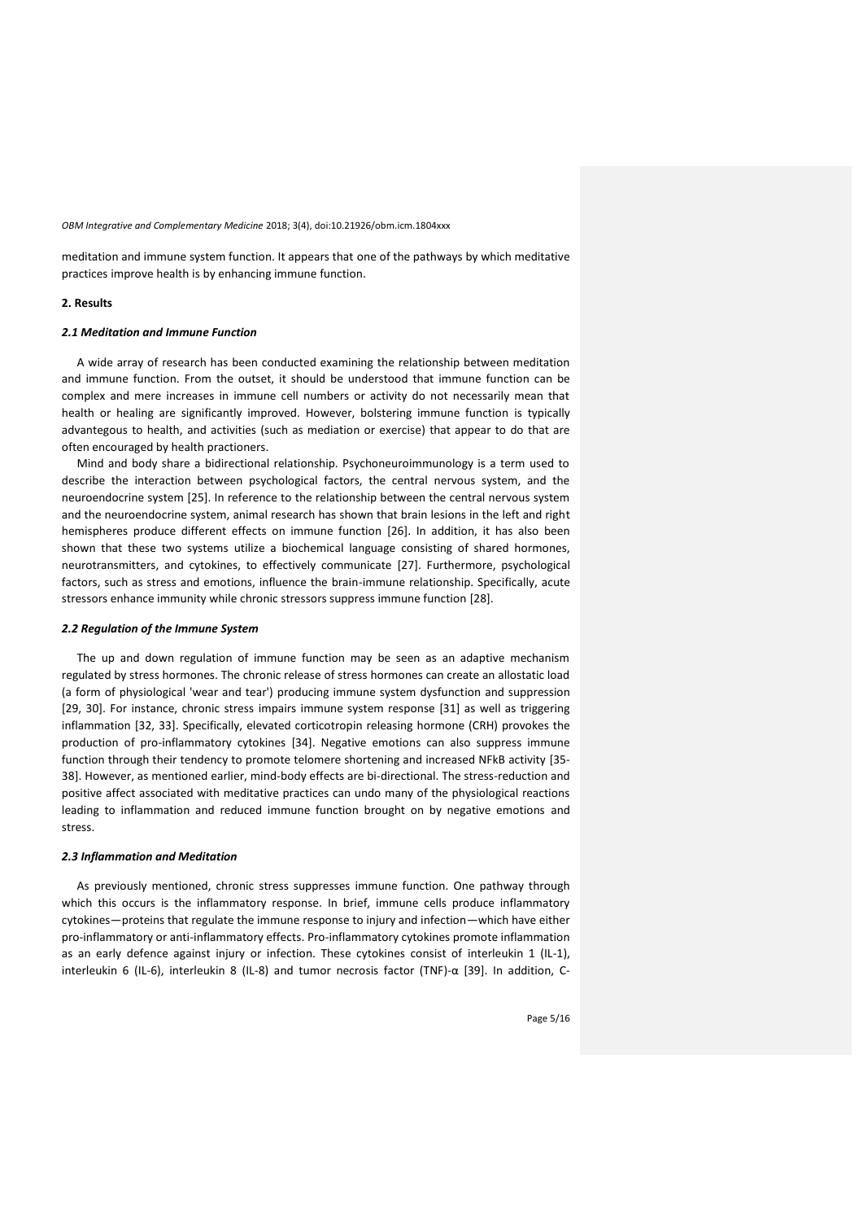meditation and immune system function. It appears that one of the pathways by which meditative practices improve health is by enhancing immune function.

## 2. Results

### *2.1 Meditation and Immune Function*

A wide array of research has been conducted examining the relationship between meditation and immune function. From the outset, it should be understood that immune function can be complex and mere increases in immune cell numbers or activity do not necessarily mean that health or healing are significantly improved. However, bolstering immune function is typically advantegous to health, and activities (such as mediation or exercise) that appear to do that are often encouraged by health practioners.

Mind and body share a bidirectional relationship. Psychoneuroimmunology is a term used to describe the interaction between psychological factors, the central nervous system, and the neuroendocrine system [25]. In reference to the relationship between the central nervous system and the neuroendocrine system, animal research has shown that brain lesions in the left and right hemispheres produce different effects on immune function [26]. In addition, it has also been shown that these two systems utilize a biochemical language consisting of shared hormones, neurotransmitters, and cytokines, to effectively communicate [27]. Furthermore, psychological factors, such as stress and emotions, influence the brain-immune relationship. Specifically, acute stressors enhance immunity while chronic stressors suppress immune function [28].

### *2.2 Regulation of the Immune System*

The up and down regulation of immune function may be seen as an adaptive mechanism regulated by stress hormones. The chronic release of stress hormones can create an allostatic load (a form of physiological 'wear and tear') producing immune system dysfunction and suppression [29, 30]. For instance, chronic stress impairs immune system response [31] as well as triggering inflammation [32, 33]. Specifically, elevated corticotropin releasing hormone (CRH) provokes the production of pro-inflammatory cytokines [34]. Negative emotions can also suppress immune function through their tendency to promote telomere shortening and increased NFkB activity [35-38]. However, as mentioned earlier, mind-body effects are bi-directional. The stress-reduction and positive affect associated with meditative practices can undo many of the physiological reactions leading to inflammation and reduced immune function brought on by negative emotions and stress.

### *2.3 Inflammation and Meditation*

As previously mentioned, chronic stress suppresses immune function. One pathway through which this occurs is the inflammatory response. In brief, immune cells produce inflammatory cytokines—proteins that regulate the immune response to injury and infection—which have either pro-inflammatory or anti-inflammatory effects. Pro-inflammatory cytokines promote inflammation as an early defence against injury or infection. These cytokines consist of interleukin 1 (IL-1), interleukin 6 (IL-6), interleukin 8 (IL-8) and tumor necrosis factor (TNF)-α [39]. In addition, C-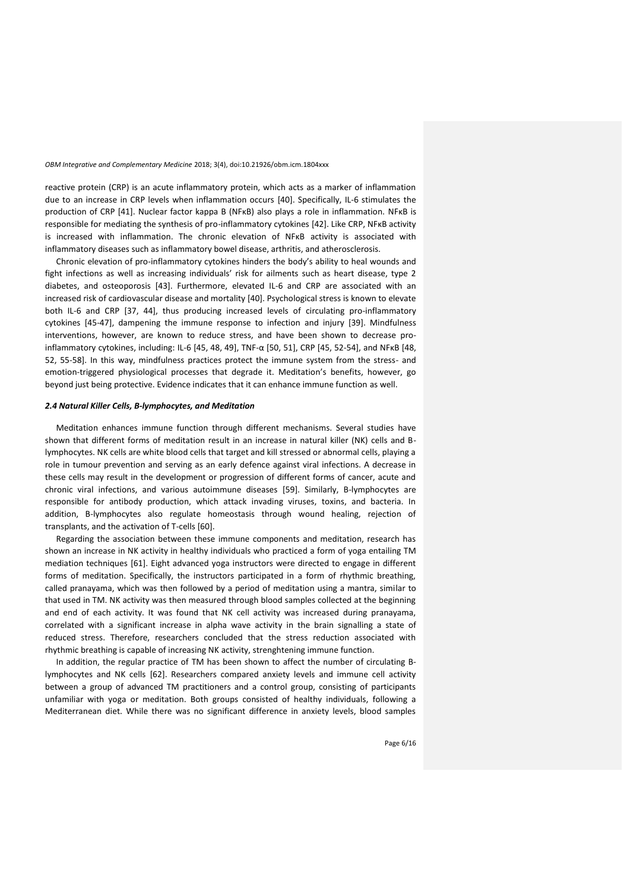reactive protein (CRP) is an acute inflammatory protein, which acts as a marker of inflammation due to an increase in CRP levels when inflammation occurs [40]. Specifically, IL-6 stimulates the production of CRP [41]. Nuclear factor kappa B (NFκB) also plays a role in inflammation. NFκB is responsible for mediating the synthesis of pro-inflammatory cytokines [42]. Like CRP, NFκB activity is increased with inflammation. The chronic elevation of NFκB activity is associated with inflammatory diseases such as inflammatory bowel disease, arthritis, and atherosclerosis.

Chronic elevation of pro-inflammatory cytokines hinders the body's ability to heal wounds and fight infections as well as increasing individuals' risk for ailments such as heart disease, type 2 diabetes, and osteoporosis [43]. Furthermore, elevated IL-6 and CRP are associated with an increased risk of cardiovascular disease and mortality [40]. Psychological stress is known to elevate both IL-6 and CRP [37, 44], thus producing increased levels of circulating pro-inflammatory cytokines [45-47], dampening the immune response to infection and injury [39]. Mindfulness interventions, however, are known to reduce stress, and have been shown to decrease pro-inflammatory cytokines, including: IL-6 [45, 48, 49], TNF-α [50, 51], CRP [45, 52-54], and NFκB [48, 52, 55-58]. In this way, mindfulness practices protect the immune system from the stress- and emotion-triggered physiological processes that degrade it. Meditation's benefits, however, go beyond just being protective. Evidence indicates that it can enhance immune function as well.

### *2.4 Natural Killer Cells, B-lymphocytes, and Meditation*

Meditation enhances immune function through different mechanisms. Several studies have shown that different forms of meditation result in an increase in natural killer (NK) cells and B-lymphocytes. NK cells are white blood cells that target and kill stressed or abnormal cells, playing a role in tumour prevention and serving as an early defence against viral infections. A decrease in these cells may result in the development or progression of different forms of cancer, acute and chronic viral infections, and various autoimmune diseases [59]. Similarly, B-lymphocytes are responsible for antibody production, which attack invading viruses, toxins, and bacteria. In addition, B-lymphocytes also regulate homeostasis through wound healing, rejection of transplants, and the activation of T-cells [60].

Regarding the association between these immune components and meditation, research has shown an increase in NK activity in healthy individuals who practiced a form of yoga entailing TM mediation techniques [61]. Eight advanced yoga instructors were directed to engage in different forms of meditation. Specifically, the instructors participated in a form of rhythmic breathing, called pranayama, which was then followed by a period of meditation using a mantra, similar to that used in TM. NK activity was then measured through blood samples collected at the beginning and end of each activity. It was found that NK cell activity was increased during pranayama, correlated with a significant increase in alpha wave activity in the brain signalling a state of reduced stress. Therefore, researchers concluded that the stress reduction associated with rhythmic breathing is capable of increasing NK activity, strenghtening immune function.

In addition, the regular practice of TM has been shown to affect the number of circulating B-lymphocytes and NK cells [62]. Researchers compared anxiety levels and immune cell activity between a group of advanced TM practitioners and a control group, consisting of participants unfamiliar with yoga or meditation. Both groups consisted of healthy individuals, following a Mediterranean diet. While there was no significant difference in anxiety levels, blood samples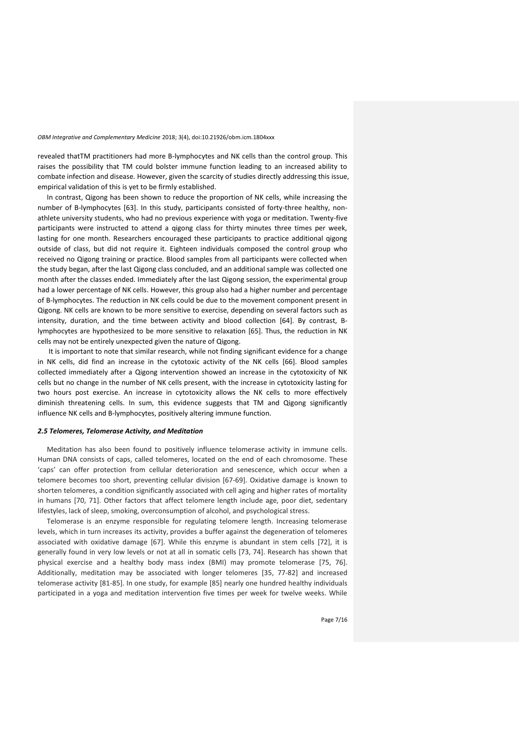revealed thatTM practitioners had more B-lymphocytes and NK cells than the control group. This raises the possibility that TM could bolster immune function leading to an increased ability to combate infection and disease. However, given the scarcity of studies directly addressing this issue, empirical validation of this is yet to be firmly established.

In contrast, Qigong has been shown to reduce the proportion of NK cells, while increasing the number of B-lymphocytes [63]. In this study, participants consisted of forty-three healthy, non-athlete university students, who had no previous experience with yoga or meditation. Twenty-five participants were instructed to attend a qigong class for thirty minutes three times per week, lasting for one month. Researchers encouraged these participants to practice additional qigong outside of class, but did not require it. Eighteen individuals composed the control group who received no Qigong training or practice. Blood samples from all participants were collected when the study began, after the last Qigong class concluded, and an additional sample was collected one month after the classes ended. Immediately after the last Qigong session, the experimental group had a lower percentage of NK cells. However, this group also had a higher number and percentage of B-lymphocytes. The reduction in NK cells could be due to the movement component present in Qigong. NK cells are known to be more sensitive to exercise, depending on several factors such as intensity, duration, and the time between activity and blood collection [64]. By contrast, B-lymphocytes are hypothesized to be more sensitive to relaxation [65]. Thus, the reduction in NK cells may not be entirely unexpected given the nature of Qigong.

It is important to note that similar research, while not finding significant evidence for a change in NK cells, did find an increase in the cytotoxic activity of the NK cells [66]. Blood samples collected immediately after a Qigong intervention showed an increase in the cytotoxicity of NK cells but no change in the number of NK cells present, with the increase in cytotoxicity lasting for two hours post exercise. An increase in cytotoxicity allows the NK cells to more effectively diminish threatening cells. In sum, this evidence suggests that TM and Qigong significantly influence NK cells and B-lymphocytes, positively altering immune function.

### *2.5 Telomeres, Telomerase Activity, and Meditation*

Meditation has also been found to positively influence telomerase activity in immune cells. Human DNA consists of caps, called telomeres, located on the end of each chromosome. These 'caps' can offer protection from cellular deterioration and senescence, which occur when a telomere becomes too short, preventing cellular division [67-69]. Oxidative damage is known to shorten telomeres, a condition significantly associated with cell aging and higher rates of mortality in humans [70, 71]. Other factors that affect telomere length include age, poor diet, sedentary lifestyles, lack of sleep, smoking, overconsumption of alcohol, and psychological stress.

Telomerase is an enzyme responsible for regulating telomere length. Increasing telomerase levels, which in turn increases its activity, provides a buffer against the degeneration of telomeres associated with oxidative damage [67]. While this enzyme is abundant in stem cells [72], it is generally found in very low levels or not at all in somatic cells [73, 74]. Research has shown that physical exercise and a healthy body mass index (BMI) may promote telomerase [75, 76]. Additionally, meditation may be associated with longer telomeres [35, 77-82] and increased telomerase activity [81-85]. In one study, for example [85] nearly one hundred healthy individuals participated in a yoga and meditation intervention five times per week for twelve weeks. While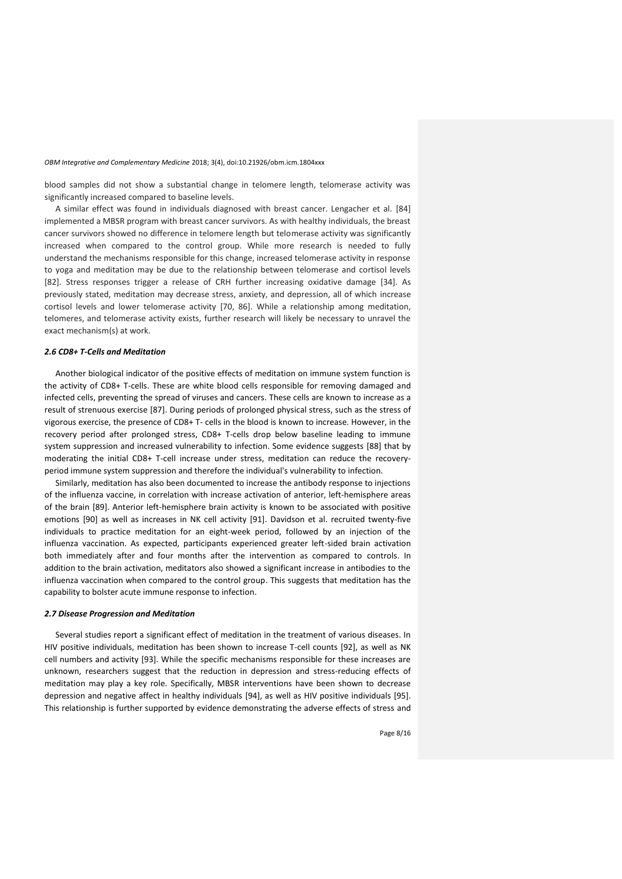blood samples did not show a substantial change in telomere length, telomerase activity was significantly increased compared to baseline levels.

A similar effect was found in individuals diagnosed with breast cancer. Lengacher et al. [84] implemented a MBSR program with breast cancer survivors. As with healthy individuals, the breast cancer survivors showed no difference in telomere length but telomerase activity was significantly increased when compared to the control group. While more research is needed to fully understand the mechanisms responsible for this change, increased telomerase activity in response to yoga and meditation may be due to the relationship between telomerase and cortisol levels [82]. Stress responses trigger a release of CRH further increasing oxidative damage [34]. As previously stated, meditation may decrease stress, anxiety, and depression, all of which increase cortisol levels and lower telomerase activity [70, 86]. While a relationship among meditation, telomeres, and telomerase activity exists, further research will likely be necessary to unravel the exact mechanism(s) at work.

### *2.6 CD8+ T-Cells and Meditation*

Another biological indicator of the positive effects of meditation on immune system function is the activity of CD8+ T-cells. These are white blood cells responsible for removing damaged and infected cells, preventing the spread of viruses and cancers. These cells are known to increase as a result of strenuous exercise [87]. During periods of prolonged physical stress, such as the stress of vigorous exercise, the presence of CD8+ T- cells in the blood is known to increase. However, in the recovery period after prolonged stress, CD8+ T-cells drop below baseline leading to immune system suppression and increased vulnerability to infection. Some evidence suggests [88] that by moderating the initial CD8+ T-cell increase under stress, meditation can reduce the recovery-period immune system suppression and therefore the individual's vulnerability to infection.

Similarly, meditation has also been documented to increase the antibody response to injections of the influenza vaccine, in correlation with increase activation of anterior, left-hemisphere areas of the brain [89]. Anterior left-hemisphere brain activity is known to be associated with positive emotions [90] as well as increases in NK cell activity [91]. Davidson et al. recruited twenty-five individuals to practice meditation for an eight-week period, followed by an injection of the influenza vaccination. As expected, participants experienced greater left-sided brain activation both immediately after and four months after the intervention as compared to controls. In addition to the brain activation, meditators also showed a significant increase in antibodies to the influenza vaccination when compared to the control group. This suggests that meditation has the capability to bolster acute immune response to infection.

### *2.7 Disease Progression and Meditation*

Several studies report a significant effect of meditation in the treatment of various diseases. In HIV positive individuals, meditation has been shown to increase T-cell counts [92], as well as NK cell numbers and activity [93]. While the specific mechanisms responsible for these increases are unknown, researchers suggest that the reduction in depression and stress-reducing effects of meditation may play a key role. Specifically, MBSR interventions have been shown to decrease depression and negative affect in healthy individuals [94], as well as HIV positive individuals [95]. This relationship is further supported by evidence demonstrating the adverse effects of stress and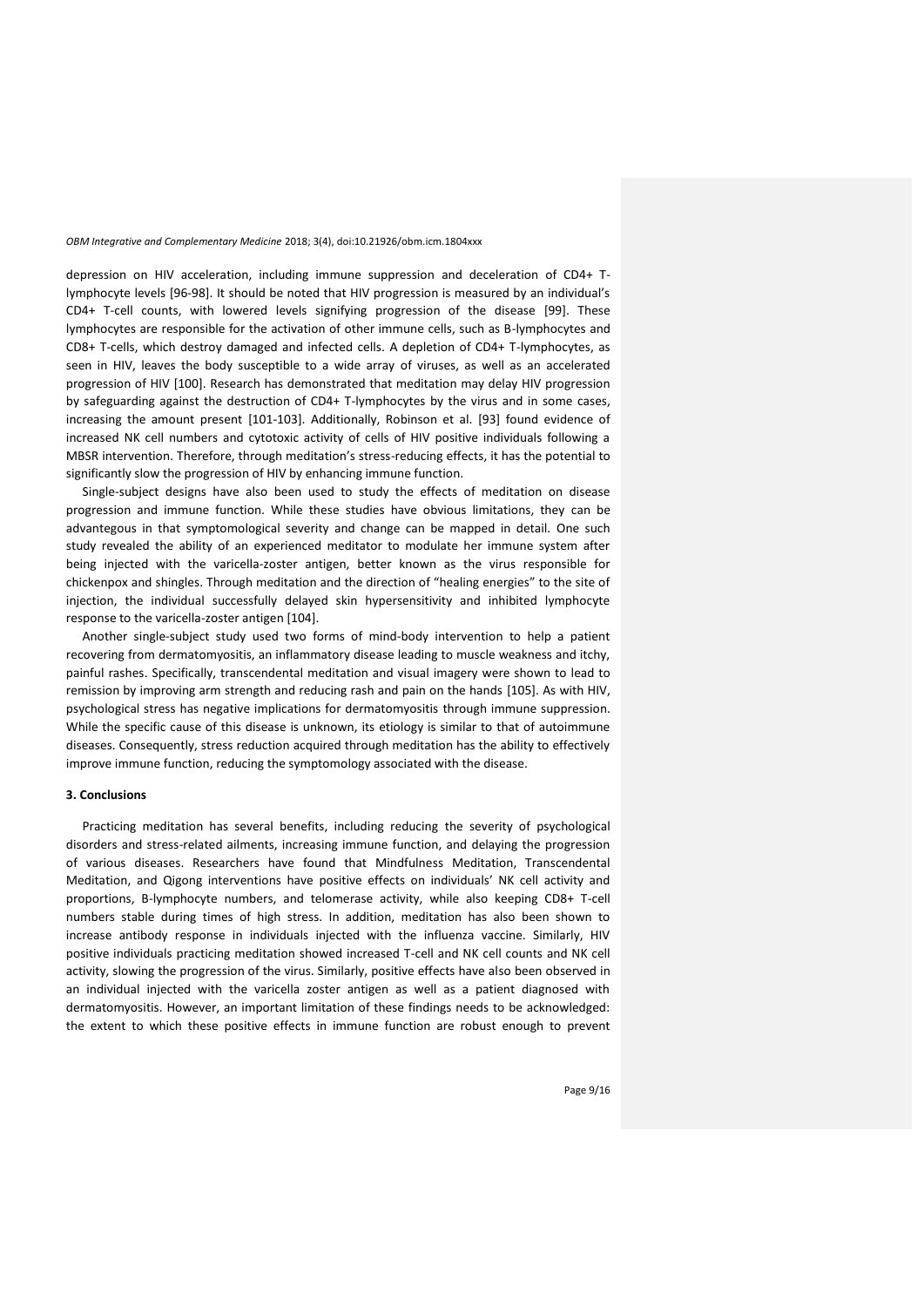depression on HIV acceleration, including immune suppression and deceleration of CD4+ T-lymphocyte levels [96-98]. It should be noted that HIV progression is measured by an individual's CD4+ T-cell counts, with lowered levels signifying progression of the disease [99]. These lymphocytes are responsible for the activation of other immune cells, such as B-lymphocytes and CD8+ T-cells, which destroy damaged and infected cells. A depletion of CD4+ T-lymphocytes, as seen in HIV, leaves the body susceptible to a wide array of viruses, as well as an accelerated progression of HIV [100]. Research has demonstrated that meditation may delay HIV progression by safeguarding against the destruction of CD4+ T-lymphocytes by the virus and in some cases, increasing the amount present [101-103]. Additionally, Robinson et al. [93] found evidence of increased NK cell numbers and cytotoxic activity of cells of HIV positive individuals following a MBSR intervention. Therefore, through meditation's stress-reducing effects, it has the potential to significantly slow the progression of HIV by enhancing immune function.

Single-subject designs have also been used to study the effects of meditation on disease progression and immune function. While these studies have obvious limitations, they can be advantageous in that symptomological severity and change can be mapped in detail. One such study revealed the ability of an experienced meditator to modulate her immune system after being injected with the varicella-zoster antigen, better known as the virus responsible for chickenpox and shingles. Through meditation and the direction of "healing energies" to the site of injection, the individual successfully delayed skin hypersensitivity and inhibited lymphocyte response to the varicella-zoster antigen [104].

Another single-subject study used two forms of mind-body intervention to help a patient recovering from dermatomyositis, an inflammatory disease leading to muscle weakness and itchy, painful rashes. Specifically, transcendental meditation and visual imagery were shown to lead to remission by improving arm strength and reducing rash and pain on the hands [105]. As with HIV, psychological stress has negative implications for dermatomyositis through immune suppression. While the specific cause of this disease is unknown, its etiology is similar to that of autoimmune diseases. Consequently, stress reduction acquired through meditation has the ability to effectively improve immune function, reducing the symptomology associated with the disease.

## 3. Conclusions

Practicing meditation has several benefits, including reducing the severity of psychological disorders and stress-related ailments, increasing immune function, and delaying the progression of various diseases. Researchers have found that Mindfulness Meditation, Transcendental Meditation, and Qigong interventions have positive effects on individuals' NK cell activity and proportions, B-lymphocyte numbers, and telomerase activity, while also keeping CD8+ T-cell numbers stable during times of high stress. In addition, meditation has also been shown to increase antibody response in individuals injected with the influenza vaccine. Similarly, HIV positive individuals practicing meditation showed increased T-cell and NK cell counts and NK cell activity, slowing the progression of the virus. Similarly, positive effects have also been observed in an individual injected with the varicella zoster antigen as well as a patient diagnosed with dermatomyositis. However, an important limitation of these findings needs to be acknowledged: the extent to which these positive effects in immune function are robust enough to prevent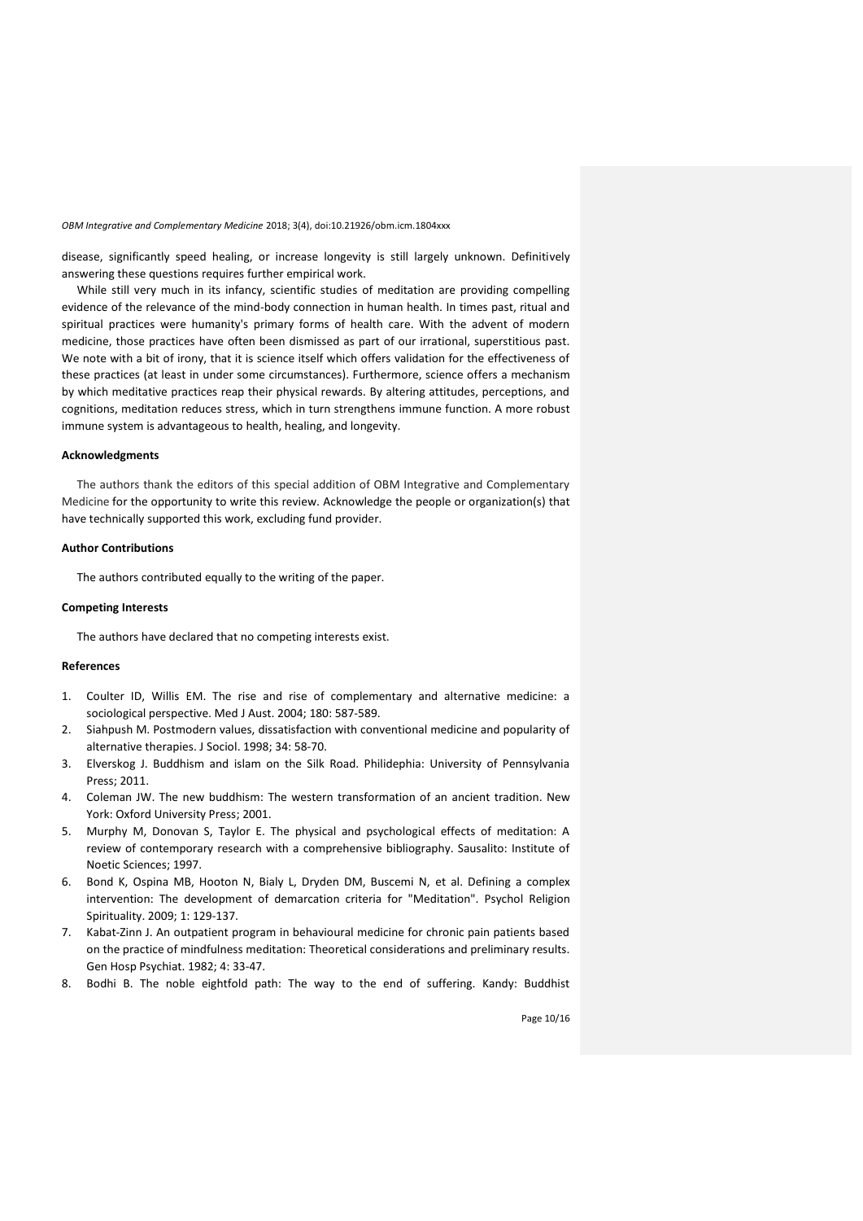disease, significantly speed healing, or increase longevity is still largely unknown. Definitively answering these questions requires further empirical work.

While still very much in its infancy, scientific studies of meditation are providing compelling evidence of the relevance of the mind-body connection in human health. In times past, ritual and spiritual practices were humanity's primary forms of health care. With the advent of modern medicine, those practices have often been dismissed as part of our irrational, superstitious past. We note with a bit of irony, that it is science itself which offers validation for the effectiveness of these practices (at least in under some circumstances). Furthermore, science offers a mechanism by which meditative practices reap their physical rewards. By altering attitudes, perceptions, and cognitions, meditation reduces stress, which in turn strengthens immune function. A more robust immune system is advantageous to health, healing, and longevity.

#### Acknowledgments

The authors thank the editors of this special addition of OBM Integrative and Complementary Medicine for the opportunity to write this review. Acknowledge the people or organization(s) that have technically supported this work, excluding fund provider.

#### Author Contributions

The authors contributed equally to the writing of the paper.

#### Competing Interests

The authors have declared that no competing interests exist.

#### References

1. Coulter ID, Willis EM. The rise and rise of complementary and alternative medicine: a sociological perspective. Med J Aust. 2004; 180: 587-589.
2. Siahpush M. Postmodern values, dissatisfaction with conventional medicine and popularity of alternative therapies. J Sociol. 1998; 34: 58-70.
3. Elverskog J. Buddhism and islam on the Silk Road. Philidephia: University of Pennsylvania Press; 2011.
4. Coleman JW. The new buddhism: The western transformation of an ancient tradition. New York: Oxford University Press; 2001.
5. Murphy M, Donovan S, Taylor E. The physical and psychological effects of meditation: A review of contemporary research with a comprehensive bibliography. Sausalito: Institute of Noetic Sciences; 1997.
6. Bond K, Ospina MB, Hooton N, Bialy L, Dryden DM, Buscemi N, et al. Defining a complex intervention: The development of demarcation criteria for "Meditation". Psychol Religion Spirituality. 2009; 1: 129-137.
7. Kabat-Zinn J. An outpatient program in behavioural medicine for chronic pain patients based on the practice of mindfulness meditation: Theoretical considerations and preliminary results. Gen Hosp Psychiat. 1982; 4: 33-47.
8. Bodhi B. The noble eightfold path: The way to the end of suffering. Kandy: Buddhist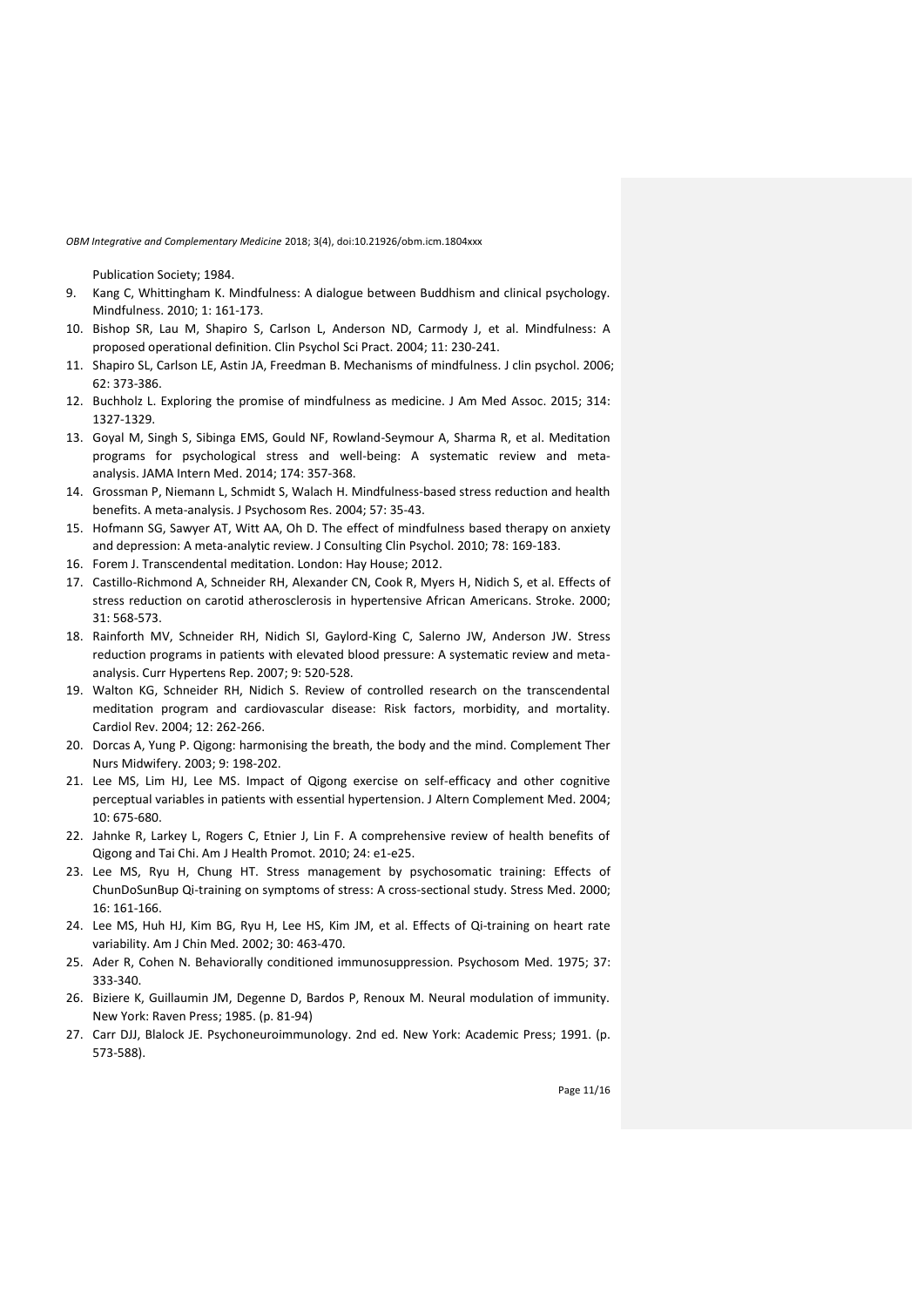Publication Society; 1984.

9. Kang C, Whittingham K. Mindfulness: A dialogue between Buddhism and clinical psychology. Mindfulness. 2010; 1: 161-173.
10. Bishop SR, Lau M, Shapiro S, Carlson L, Anderson ND, Carmody J, et al. Mindfulness: A proposed operational definition. Clin Psychol Sci Pract. 2004; 11: 230-241.
11. Shapiro SL, Carlson LE, Astin JA, Freedman B. Mechanisms of mindfulness. J clin psychol. 2006; 62: 373-386.
12. Buchholz L. Exploring the promise of mindfulness as medicine. J Am Med Assoc. 2015; 314: 1327-1329.
13. Goyal M, Singh S, Sibinga EMS, Gould NF, Rowland-Seymour A, Sharma R, et al. Meditation programs for psychological stress and well-being: A systematic review and meta-analysis. JAMA Intern Med. 2014; 174: 357-368.
14. Grossman P, Niemann L, Schmidt S, Walach H. Mindfulness-based stress reduction and health benefits. A meta-analysis. J Psychosom Res. 2004; 57: 35-43.
15. Hofmann SG, Sawyer AT, Witt AA, Oh D. The effect of mindfulness based therapy on anxiety and depression: A meta-analytic review. J Consulting Clin Psychol. 2010; 78: 169-183.
16. Forem J. Transcendental meditation. London: Hay House; 2012.
17. Castillo-Richmond A, Schneider RH, Alexander CN, Cook R, Myers H, Nidich S, et al. Effects of stress reduction on carotid atherosclerosis in hypertensive African Americans. Stroke. 2000; 31: 568-573.
18. Rainforth MV, Schneider RH, Nidich SI, Gaylord-King C, Salerno JW, Anderson JW. Stress reduction programs in patients with elevated blood pressure: A systematic review and meta-analysis. Curr Hypertens Rep. 2007; 9: 520-528.
19. Walton KG, Schneider RH, Nidich S. Review of controlled research on the transcendental meditation program and cardiovascular disease: Risk factors, morbidity, and mortality. Cardiol Rev. 2004; 12: 262-266.
20. Dorcas A, Yung P. Qigong: harmonising the breath, the body and the mind. Complement Ther Nurs Midwifery. 2003; 9: 198-202.
21. Lee MS, Lim HJ, Lee MS. Impact of Qigong exercise on self-efficacy and other cognitive perceptual variables in patients with essential hypertension. J Altern Complement Med. 2004; 10: 675-680.
22. Jahnke R, Larkey L, Rogers C, Etnier J, Lin F. A comprehensive review of health benefits of Qigong and Tai Chi. Am J Health Promot. 2010; 24: e1-e25.
23. Lee MS, Ryu H, Chung HT. Stress management by psychosomatic training: Effects of ChunDoSunBup Qi-training on symptoms of stress: A cross-sectional study. Stress Med. 2000; 16: 161-166.
24. Lee MS, Huh HJ, Kim BG, Ryu H, Lee HS, Kim JM, et al. Effects of Qi-training on heart rate variability. Am J Chin Med. 2002; 30: 463-470.
25. Ader R, Cohen N. Behaviorally conditioned immunosuppression. Psychosom Med. 1975; 37: 333-340.
26. Biziere K, Guillaumin JM, Degenne D, Bardos P, Renoux M. Neural modulation of immunity. New York: Raven Press; 1985. (p. 81-94)
27. Carr DJJ, Blalock JE. Psychoneuroimmunology. 2nd ed. New York: Academic Press; 1991. (p. 573-588).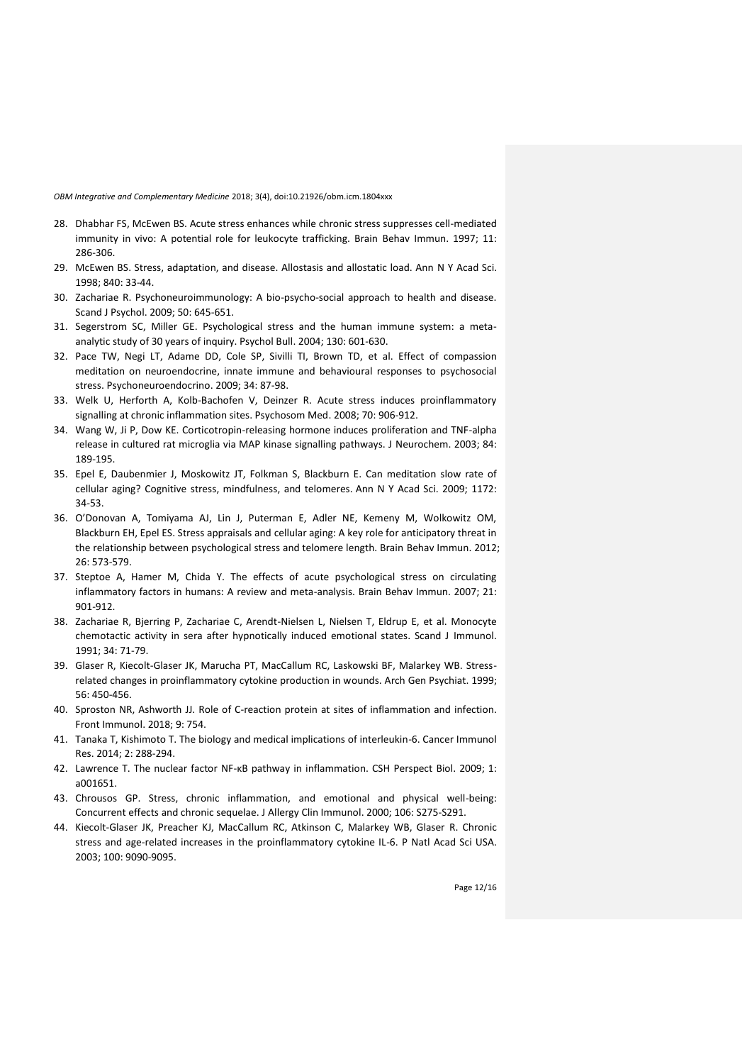28. Dhabhar FS, McEwen BS. Acute stress enhances while chronic stress suppresses cell-mediated immunity in vivo: A potential role for leukocyte trafficking. Brain Behav Immun. 1997; 11: 286-306.
29. McEwen BS. Stress, adaptation, and disease. Allostasis and allostatic load. Ann N Y Acad Sci. 1998; 840: 33-44.
30. Zachariae R. Psychoneuroimmunology: A bio-psycho-social approach to health and disease. Scand J Psychol. 2009; 50: 645-651.
31. Segerstrom SC, Miller GE. Psychological stress and the human immune system: a meta-analytic study of 30 years of inquiry. Psychol Bull. 2004; 130: 601-630.
32. Pace TW, Negi LT, Adame DD, Cole SP, Sivilli TI, Brown TD, et al. Effect of compassion meditation on neuroendocrine, innate immune and behavioural responses to psychosocial stress. Psychoneuroendocrino. 2009; 34: 87-98.
33. Welk U, Herforth A, Kolb-Bachofen V, Deinzer R. Acute stress induces proinflammatory signalling at chronic inflammation sites. Psychosom Med. 2008; 70: 906-912.
34. Wang W, Ji P, Dow KE. Corticotropin-releasing hormone induces proliferation and TNF-alpha release in cultured rat microglia via MAP kinase signalling pathways. J Neurochem. 2003; 84: 189-195.
35. Epel E, Daubenmier J, Moskowitz JT, Folkman S, Blackburn E. Can meditation slow rate of cellular aging? Cognitive stress, mindfulness, and telomeres. Ann N Y Acad Sci. 2009; 1172: 34-53.
36. O'Donovan A, Tomiyama AJ, Lin J, Puterman E, Adler NE, Kemeny M, Wolkowitz OM, Blackburn EH, Epel ES. Stress appraisals and cellular aging: A key role for anticipatory threat in the relationship between psychological stress and telomere length. Brain Behav Immun. 2012; 26: 573-579.
37. Steptoe A, Hamer M, Chida Y. The effects of acute psychological stress on circulating inflammatory factors in humans: A review and meta-analysis. Brain Behav Immun. 2007; 21: 901-912.
38. Zachariae R, Bjerring P, Zachariae C, Arendt-Nielsen L, Nielsen T, Eldrup E, et al. Monocyte chemotactic activity in sera after hypnotically induced emotional states. Scand J Immunol. 1991; 34: 71-79.
39. Glaser R, Kiecolt-Glaser JK, Marucha PT, MacCallum RC, Laskowski BF, Malarkey WB. Stress-related changes in proinflammatory cytokine production in wounds. Arch Gen Psychiat. 1999; 56: 450-456.
40. Sproston NR, Ashworth JJ. Role of C-reaction protein at sites of inflammation and infection. Front Immunol. 2018; 9: 754.
41. Tanaka T, Kishimoto T. The biology and medical implications of interleukin-6. Cancer Immunol Res. 2014; 2: 288-294.
42. Lawrence T. The nuclear factor NF-κB pathway in inflammation. CSH Perspect Biol. 2009; 1: a001651.
43. Chrousos GP. Stress, chronic inflammation, and emotional and physical well-being: Concurrent effects and chronic sequelae. J Allergy Clin Immunol. 2000; 106: S275-S291.
44. Kiecolt-Glaser JK, Preacher KJ, MacCallum RC, Atkinson C, Malarkey WB, Glaser R. Chronic stress and age-related increases in the proinflammatory cytokine IL-6. P Natl Acad Sci USA. 2003; 100: 9090-9095.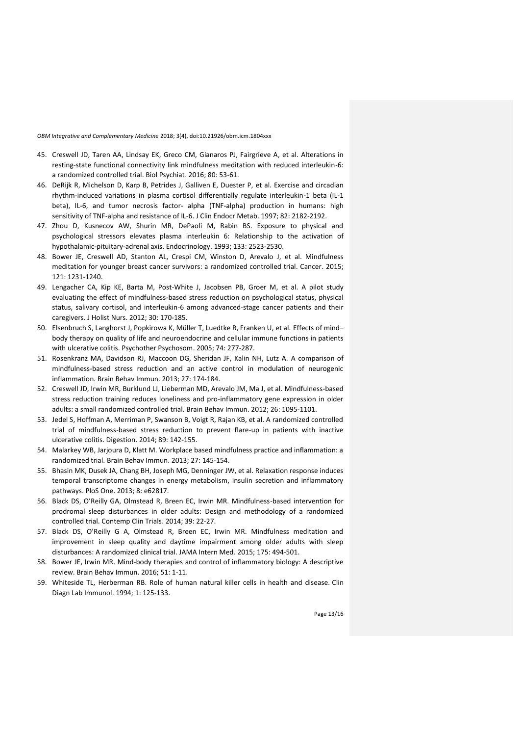45. Creswell JD, Taren AA, Lindsay EK, Greco CM, Gianaros PJ, Fairgrieve A, et al. Alterations in resting-state functional connectivity link mindfulness meditation with reduced interleukin-6: a randomized controlled trial. Biol Psychiat. 2016; 80: 53-61.
46. DeRijk R, Michelson D, Karp B, Petrides J, Galliven E, Duester P, et al. Exercise and circadian rhythm-induced variations in plasma cortisol differentially regulate interleukin-1 beta (IL-1 beta), IL-6, and tumor necrosis factor- alpha (TNF-alpha) production in humans: high sensitivity of TNF-alpha and resistance of IL-6. J Clin Endocr Metab. 1997; 82: 2182-2192.
47. Zhou D, Kusnecov AW, Shurin MR, DePaoli M, Rabin BS. Exposure to physical and psychological stressors elevates plasma interleukin 6: Relationship to the activation of hypothalamic-pituitary-adrenal axis. Endocrinology. 1993; 133: 2523-2530.
48. Bower JE, Creswell AD, Stanton AL, Crespi CM, Winston D, Arevalo J, et al. Mindfulness meditation for younger breast cancer survivors: a randomized controlled trial. Cancer. 2015; 121: 1231-1240.
49. Lengacher CA, Kip KE, Barta M, Post-White J, Jacobsen PB, Groer M, et al. A pilot study evaluating the effect of mindfulness-based stress reduction on psychological status, physical status, salivary cortisol, and interleukin-6 among advanced-stage cancer patients and their caregivers. J Holist Nurs. 2012; 30: 170-185.
50. Elsenbruch S, Langhorst J, Popkirowa K, Müller T, Luedtke R, Franken U, et al. Effects of mind–body therapy on quality of life and neuroendocrine and cellular immune functions in patients with ulcerative colitis. Psychother Psychosom. 2005; 74: 277-287.
51. Rosenkranz MA, Davidson RJ, Maccoon DG, Sheridan JF, Kalin NH, Lutz A. A comparison of mindfulness-based stress reduction and an active control in modulation of neurogenic inflammation. Brain Behav Immun. 2013; 27: 174-184.
52. Creswell JD, Irwin MR, Burklund LJ, Lieberman MD, Arevalo JM, Ma J, et al. Mindfulness-based stress reduction training reduces loneliness and pro-inflammatory gene expression in older adults: a small randomized controlled trial. Brain Behav Immun. 2012; 26: 1095-1101.
53. Jedel S, Hoffman A, Merriman P, Swanson B, Voigt R, Rajan KB, et al. A randomized controlled trial of mindfulness-based stress reduction to prevent flare-up in patients with inactive ulcerative colitis. Digestion. 2014; 89: 142-155.
54. Malarkey WB, Jarjoura D, Klatt M. Workplace based mindfulness practice and inflammation: a randomized trial. Brain Behav Immun. 2013; 27: 145-154.
55. Bhasin MK, Dusek JA, Chang BH, Joseph MG, Denninger JW, et al. Relaxation response induces temporal transcriptome changes in energy metabolism, insulin secretion and inflammatory pathways. PloS One. 2013; 8: e62817.
56. Black DS, O'Reilly GA, Olmstead R, Breen EC, Irwin MR. Mindfulness-based intervention for prodromal sleep disturbances in older adults: Design and methodology of a randomized controlled trial. Contemp Clin Trials. 2014; 39: 22-27.
57. Black DS, O'Reilly G A, Olmstead R, Breen EC, Irwin MR. Mindfulness meditation and improvement in sleep quality and daytime impairment among older adults with sleep disturbances: A randomized clinical trial. JAMA Intern Med. 2015; 175: 494-501.
58. Bower JE, Irwin MR. Mind-body therapies and control of inflammatory biology: A descriptive review. Brain Behav Immun. 2016; 51: 1-11.
59. Whiteside TL, Herberman RB. Role of human natural killer cells in health and disease. Clin Diagn Lab Immunol. 1994; 1: 125-133.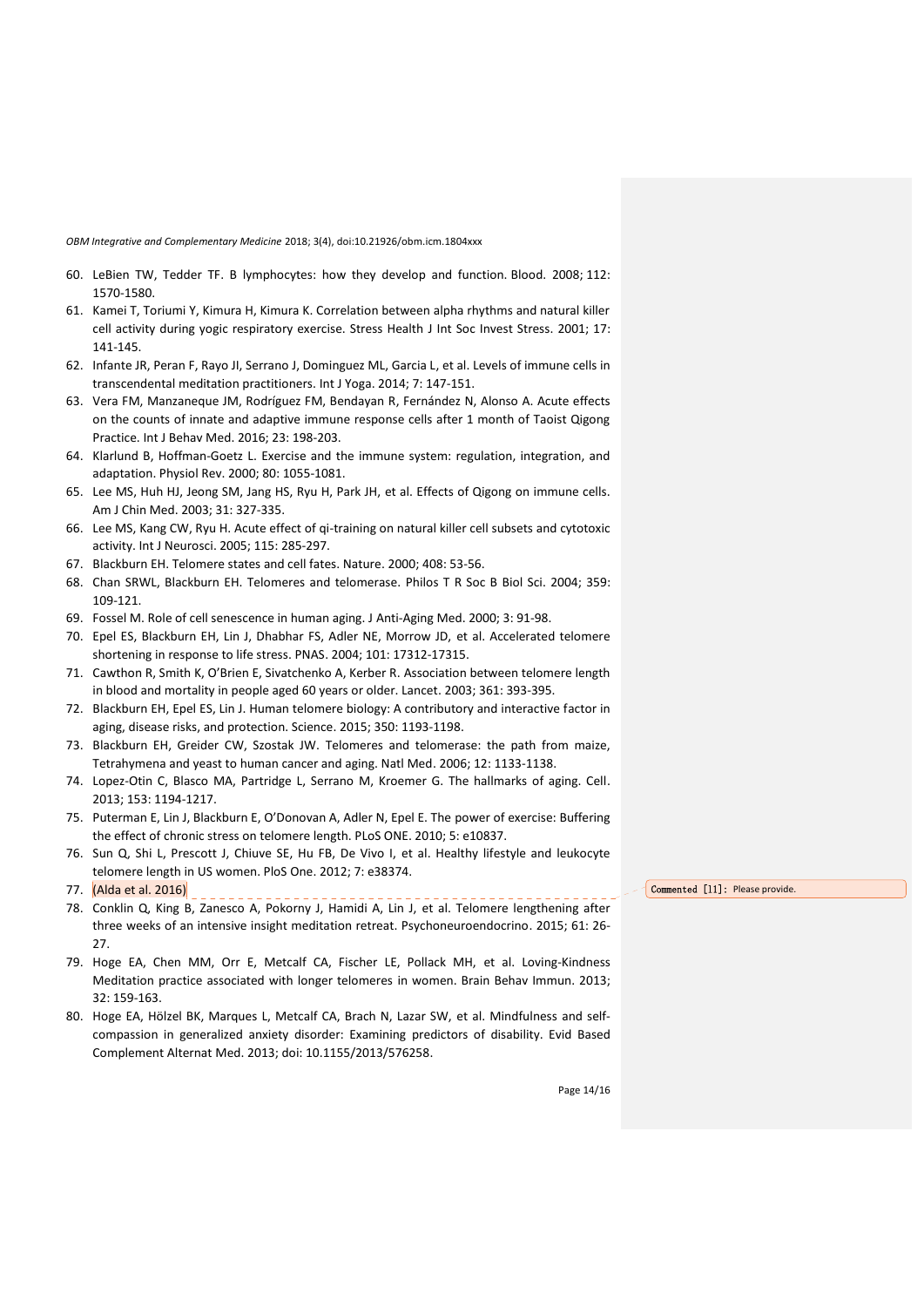60. LeBien TW, Tedder TF. B lymphocytes: how they develop and function. Blood. 2008; 112: 1570-1580.
61. Kamei T, Toriumi Y, Kimura H, Kimura K. Correlation between alpha rhythms and natural killer cell activity during yogic respiratory exercise. Stress Health J Int Soc Invest Stress. 2001; 17: 141-145.
62. Infante JR, Peran F, Rayo JI, Serrano J, Dominguez ML, Garcia L, et al. Levels of immune cells in transcendental meditation practitioners. Int J Yoga. 2014; 7: 147-151.
63. Vera FM, Manzaneque JM, Rodríguez FM, Bendayan R, Fernández N, Alonso A. Acute effects on the counts of innate and adaptive immune response cells after 1 month of Taoist Qigong Practice. Int J Behav Med. 2016; 23: 198-203.
64. Klarlund B, Hoffman-Goetz L. Exercise and the immune system: regulation, integration, and adaptation. Physiol Rev. 2000; 80: 1055-1081.
65. Lee MS, Huh HJ, Jeong SM, Jang HS, Ryu H, Park JH, et al. Effects of Qigong on immune cells. Am J Chin Med. 2003; 31: 327-335.
66. Lee MS, Kang CW, Ryu H. Acute effect of qi-training on natural killer cell subsets and cytotoxic activity. Int J Neurosci. 2005; 115: 285-297.
67. Blackburn EH. Telomere states and cell fates. Nature. 2000; 408: 53-56.
68. Chan SRWL, Blackburn EH. Telomeres and telomerase. Philos T R Soc B Biol Sci. 2004; 359: 109-121.
69. Fossel M. Role of cell senescence in human aging. J Anti-Aging Med. 2000; 3: 91-98.
70. Epel ES, Blackburn EH, Lin J, Dhabhar FS, Adler NE, Morrow JD, et al. Accelerated telomere shortening in response to life stress. PNAS. 2004; 101: 17312-17315.
71. Cawthon R, Smith K, O'Brien E, Sivatchenko A, Kerber R. Association between telomere length in blood and mortality in people aged 60 years or older. Lancet. 2003; 361: 393-395.
72. Blackburn EH, Epel ES, Lin J. Human telomere biology: A contributory and interactive factor in aging, disease risks, and protection. Science. 2015; 350: 1193-1198.
73. Blackburn EH, Greider CW, Szostak JW. Telomeres and telomerase: the path from maize, Tetrahymena and yeast to human cancer and aging. Natl Med. 2006; 12: 1133-1138.
74. Lopez-Otin C, Blasco MA, Partridge L, Serrano M, Kroemer G. The hallmarks of aging. Cell. 2013; 153: 1194-1217.
75. Puterman E, Lin J, Blackburn E, O'Donovan A, Adler N, Epel E. The power of exercise: Buffering the effect of chronic stress on telomere length. PLoS ONE. 2010; 5: e10837.
76. Sun Q, Shi L, Prescott J, Chiuve SE, Hu FB, De Vivo I, et al. Healthy lifestyle and leukocyte telomere length in US women. PloS One. 2012; 7: e38374.
77. (Alda et al. 2016)
78. Conklin Q, King B, Zanesco A, Pokorny J, Hamidi A, Lin J, et al. Telomere lengthening after three weeks of an intensive insight meditation retreat. Psychoneuroendocrino. 2015; 61: 26-27.
79. Hoge EA, Chen MM, Orr E, Metcalf CA, Fischer LE, Pollack MH, et al. Loving-Kindness Meditation practice associated with longer telomeres in women. Brain Behav Immun. 2013; 32: 159-163.
80. Hoge EA, Hölzel BK, Marques L, Metcalf CA, Brach N, Lazar SW, et al. Mindfulness and self-compassion in generalized anxiety disorder: Examining predictors of disability. Evid Based Complement Alternat Med. 2013; doi: 10.1155/2013/576258.

Commented [11]: Please provide.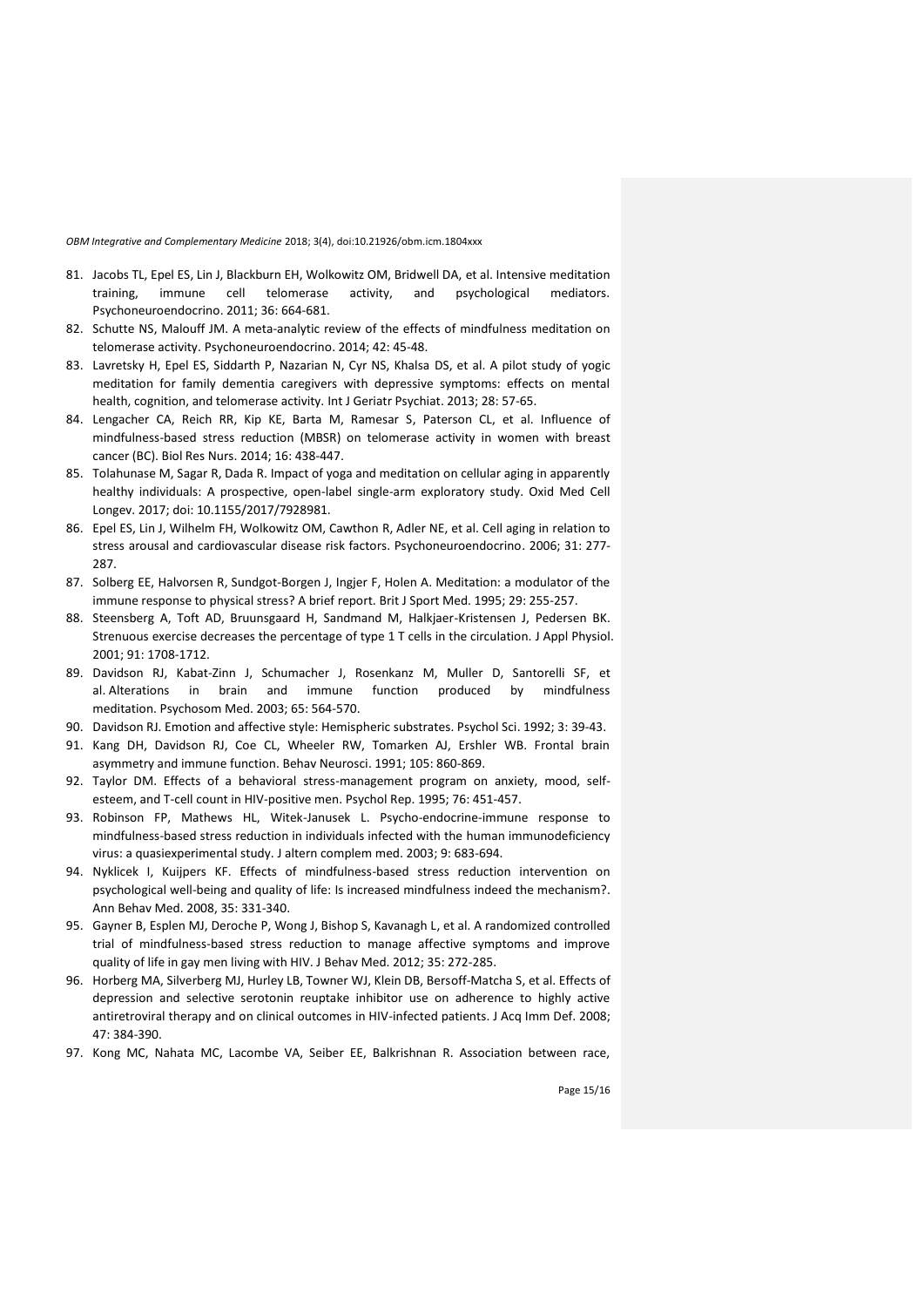81. Jacobs TL, Epel ES, Lin J, Blackburn EH, Wolkowitz OM, Bridwell DA, et al. Intensive meditation training, immune cell telomerase activity, and psychological mediators. Psychoneuroendocrino. 2011; 36: 664-681.
82. Schutte NS, Malouff JM. A meta-analytic review of the effects of mindfulness meditation on telomerase activity. Psychoneuroendocrino. 2014; 42: 45-48.
83. Lavretsky H, Epel ES, Siddarth P, Nazarian N, Cyr NS, Khalsa DS, et al. A pilot study of yogic meditation for family dementia caregivers with depressive symptoms: effects on mental health, cognition, and telomerase activity. Int J Geriatr Psychiat. 2013; 28: 57-65.
84. Lengacher CA, Reich RR, Kip KE, Barta M, Ramesar S, Paterson CL, et al. Influence of mindfulness-based stress reduction (MBSR) on telomerase activity in women with breast cancer (BC). Biol Res Nurs. 2014; 16: 438-447.
85. Tolahunase M, Sagar R, Dada R. Impact of yoga and meditation on cellular aging in apparently healthy individuals: A prospective, open-label single-arm exploratory study. Oxid Med Cell Longev. 2017; doi: 10.1155/2017/7928981.
86. Epel ES, Lin J, Wilhelm FH, Wolkowitz OM, Cawthon R, Adler NE, et al. Cell aging in relation to stress arousal and cardiovascular disease risk factors. Psychoneuroendocrino. 2006; 31: 277-287.
87. Solberg EE, Halvorsen R, Sundgot-Borgen J, Ingjer F, Holen A. Meditation: a modulator of the immune response to physical stress? A brief report. Brit J Sport Med. 1995; 29: 255-257.
88. Steensberg A, Toft AD, Bruunsgaard H, Sandmand M, Halkjaer-Kristensen J, Pedersen BK. Strenuous exercise decreases the percentage of type 1 T cells in the circulation. J Appl Physiol. 2001; 91: 1708-1712.
89. Davidson RJ, Kabat-Zinn J, Schumacher J, Rosenkanz M, Muller D, Santorelli SF, et al. Alterations in brain and immune function produced by mindfulness meditation. Psychosom Med. 2003; 65: 564-570.
90. Davidson RJ. Emotion and affective style: Hemispheric substrates. Psychol Sci. 1992; 3: 39-43.
91. Kang DH, Davidson RJ, Coe CL, Wheeler RW, Tomarken AJ, Ershler WB. Frontal brain asymmetry and immune function. Behav Neurosci. 1991; 105: 860-869.
92. Taylor DM. Effects of a behavioral stress-management program on anxiety, mood, self-esteem, and T-cell count in HIV-positive men. Psychol Rep. 1995; 76: 451-457.
93. Robinson FP, Mathews HL, Witek-Janusek L. Psycho-endocrine-immune response to mindfulness-based stress reduction in individuals infected with the human immunodeficiency virus: a quasiexperimental study. J altern complem med. 2003; 9: 683-694.
94. Nyklicek I, Kuijpers KF. Effects of mindfulness-based stress reduction intervention on psychological well-being and quality of life: Is increased mindfulness indeed the mechanism?. Ann Behav Med. 2008, 35: 331-340.
95. Gayner B, Esplen MJ, Deroche P, Wong J, Bishop S, Kavanagh L, et al. A randomized controlled trial of mindfulness-based stress reduction to manage affective symptoms and improve quality of life in gay men living with HIV. J Behav Med. 2012; 35: 272-285.
96. Horberg MA, Silverberg MJ, Hurley LB, Towner WJ, Klein DB, Bersoff-Matcha S, et al. Effects of depression and selective serotonin reuptake inhibitor use on adherence to highly active antiretroviral therapy and on clinical outcomes in HIV-infected patients. J Acq Imm Def. 2008; 47: 384-390.
97. Kong MC, Nahata MC, Lacombe VA, Seiber EE, Balkrishnan R. Association between race,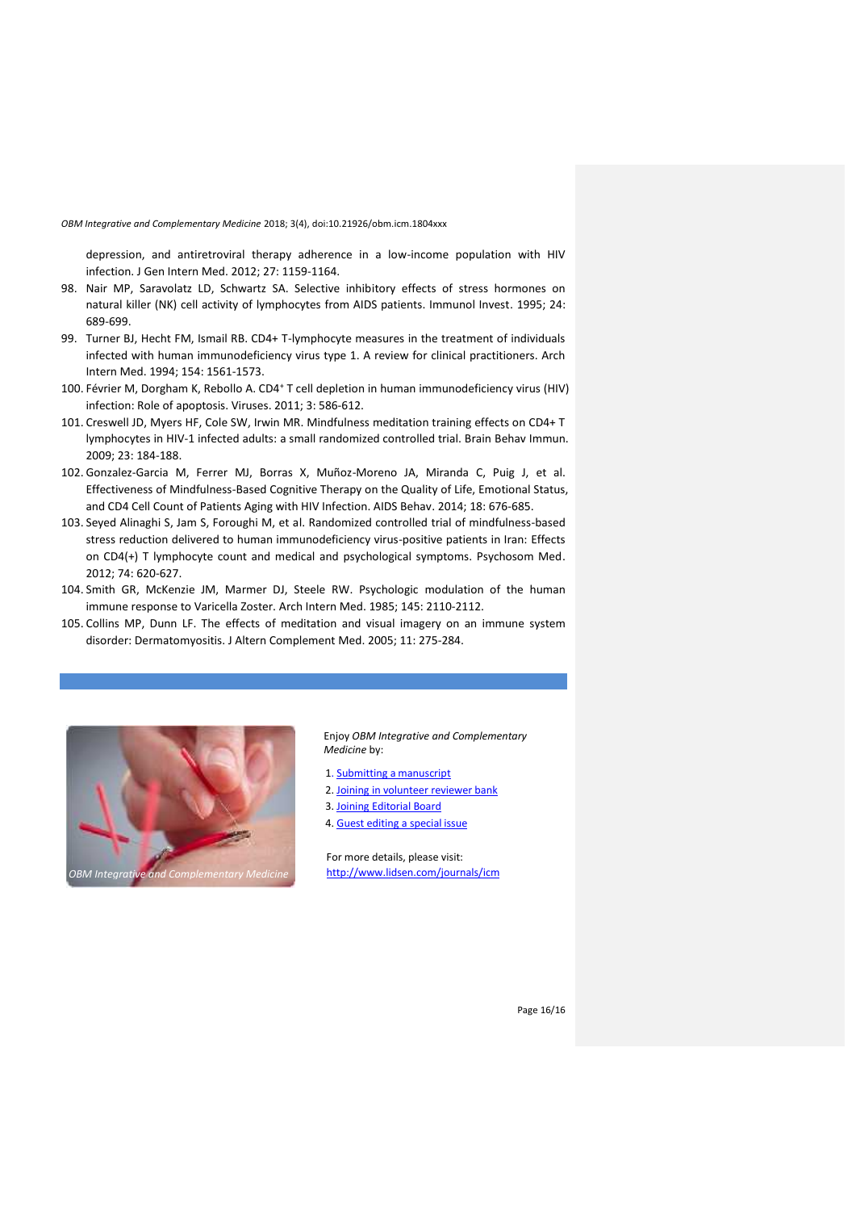depression, and antiretroviral therapy adherence in a low-income population with HIV infection. J Gen Intern Med. 2012; 27: 1159-1164.

98. Nair MP, Saravolatz LD, Schwartz SA. Selective inhibitory effects of stress hormones on natural killer (NK) cell activity of lymphocytes from AIDS patients. Immunol Invest. 1995; 24: 689-699.
99. Turner BJ, Hecht FM, Ismail RB. CD4+ T-lymphocyte measures in the treatment of individuals infected with human immunodeficiency virus type 1. A review for clinical practitioners. Arch Intern Med. 1994; 154: 1561-1573.
100. Février M, Dorgham K, Rebollo A. $CD4^{+}$ T cell depletion in human immunodeficiency virus (HIV) infection: Role of apoptosis. Viruses. 2011; 3: 586-612.
101. Creswell JD, Myers HF, Cole SW, Irwin MR. Mindfulness meditation training effects on CD4+ T lymphocytes in HIV-1 infected adults: a small randomized controlled trial. Brain Behav Immun. 2009; 23: 184-188.
102. Gonzalez-Garcia M, Ferrer MJ, Borras X, Muñoz-Moreno JA, Miranda C, Puig J, et al. Effectiveness of Mindfulness-Based Cognitive Therapy on the Quality of Life, Emotional Status, and CD4 Cell Count of Patients Aging with HIV Infection. AIDS Behav. 2014; 18: 676-685.
103. Seyed Alinaghi S, Jam S, Foroughi M, et al. Randomized controlled trial of mindfulness-based stress reduction delivered to human immunodeficiency virus-positive patients in Iran: Effects on CD4(+) T lymphocyte count and medical and psychological symptoms. Psychosom Med. 2012; 74: 620-627.
104. Smith GR, McKenzie JM, Marmer DJ, Steele RW. Psychologic modulation of the human immune response to Varicella Zoster. Arch Intern Med. 1985; 145: 2110-2112.
105. Collins MP, Dunn LF. The effects of meditation and visual imagery on an immune system disorder: Dermatomyositis. J Altern Complement Med. 2005; 11: 275-284.

*OBM Integrative and Complementary Medicine*

Enjoy *OBM Integrative and Complementary Medicine* by:

1. Submitting a manuscript
2. Joining in volunteer reviewer bank
3. Joining Editorial Board
4. Guest editing a special issue

For more details, please visit:
http://www.lidsen.com/journals/icm